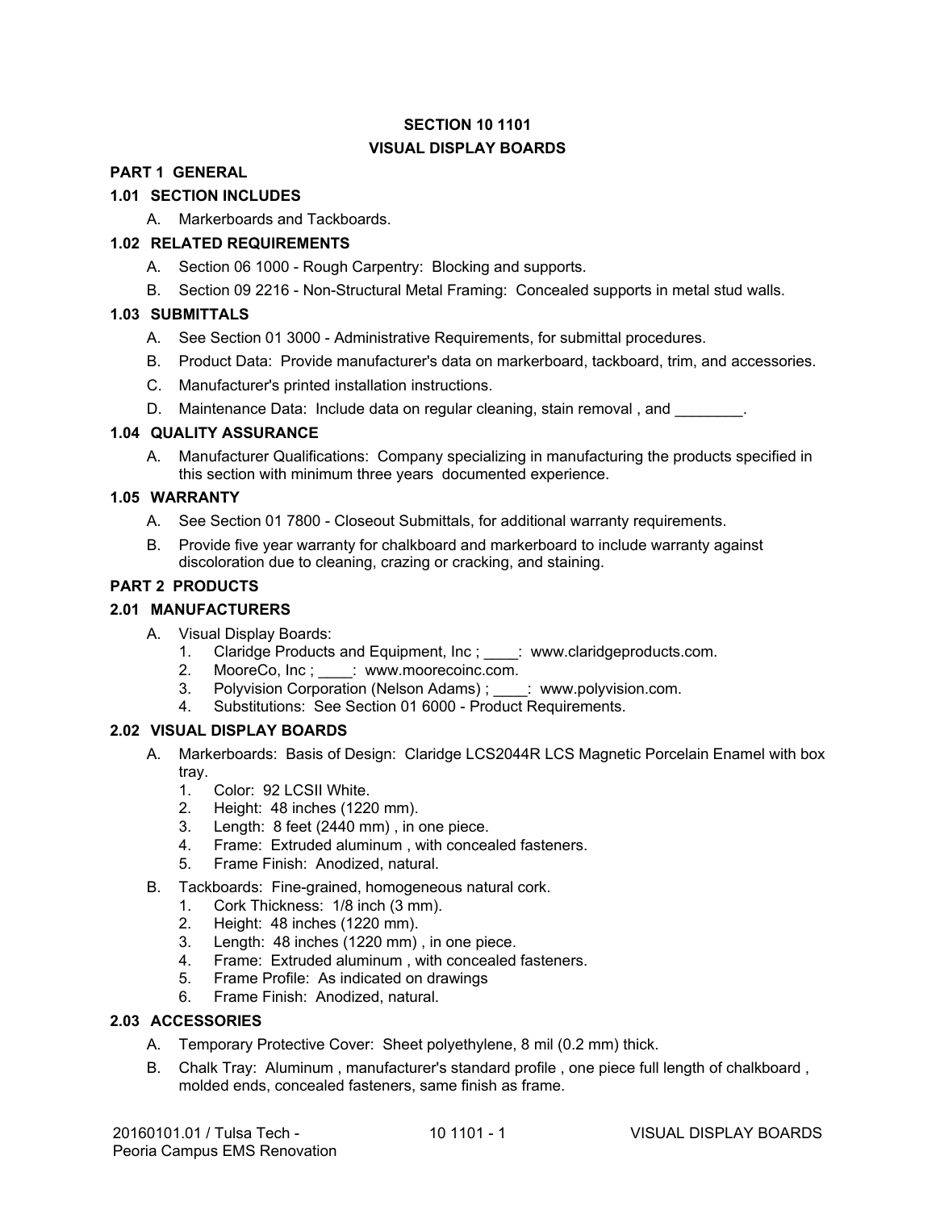**SECTION 10 1101**

**VISUAL DISPLAY BOARDS**

## PART 1 GENERAL

### 1.01 SECTION INCLUDES

A. Markerboards and Tackboards.

### 1.02 RELATED REQUIREMENTS

A. Section 06 1000 - Rough Carpentry: Blocking and supports.

B. Section 09 2216 - Non-Structural Metal Framing: Concealed supports in metal stud walls.

### 1.03 SUBMITTALS

A. See Section 01 3000 - Administrative Requirements, for submittal procedures.

B. Product Data: Provide manufacturer's data on markerboard, tackboard, trim, and accessories.

C. Manufacturer's printed installation instructions.

D. Maintenance Data: Include data on regular cleaning, stain removal , and ________.

### 1.04 QUALITY ASSURANCE

A. Manufacturer Qualifications: Company specializing in manufacturing the products specified in this section with minimum three years documented experience.

### 1.05 WARRANTY

A. See Section 01 7800 - Closeout Submittals, for additional warranty requirements.

B. Provide five year warranty for chalkboard and markerboard to include warranty against discoloration due to cleaning, crazing or cracking, and staining.

## PART 2 PRODUCTS

### 2.01 MANUFACTURERS

A. Visual Display Boards:
   1. Claridge Products and Equipment, Inc ; ____: www.claridgeproducts.com.
   2. MooreCo, Inc ; ____: www.moorecoinc.com.
   3. Polyvision Corporation (Nelson Adams) ; ____: www.polyvision.com.
   4. Substitutions: See Section 01 6000 - Product Requirements.

### 2.02 VISUAL DISPLAY BOARDS

A. Markerboards: Basis of Design: Claridge LCS2044R LCS Magnetic Porcelain Enamel with box tray.
   1. Color: 92 LCSII White.
   2. Height: 48 inches (1220 mm).
   3. Length: 8 feet (2440 mm) , in one piece.
   4. Frame: Extruded aluminum , with concealed fasteners.
   5. Frame Finish: Anodized, natural.

B. Tackboards: Fine-grained, homogeneous natural cork.
   1. Cork Thickness: 1/8 inch (3 mm).
   2. Height: 48 inches (1220 mm).
   3. Length: 48 inches (1220 mm) , in one piece.
   4. Frame: Extruded aluminum , with concealed fasteners.
   5. Frame Profile: As indicated on drawings
   6. Frame Finish: Anodized, natural.

### 2.03 ACCESSORIES

A. Temporary Protective Cover: Sheet polyethylene, 8 mil (0.2 mm) thick.

B. Chalk Tray: Aluminum , manufacturer's standard profile , one piece full length of chalkboard , molded ends, concealed fasteners, same finish as frame.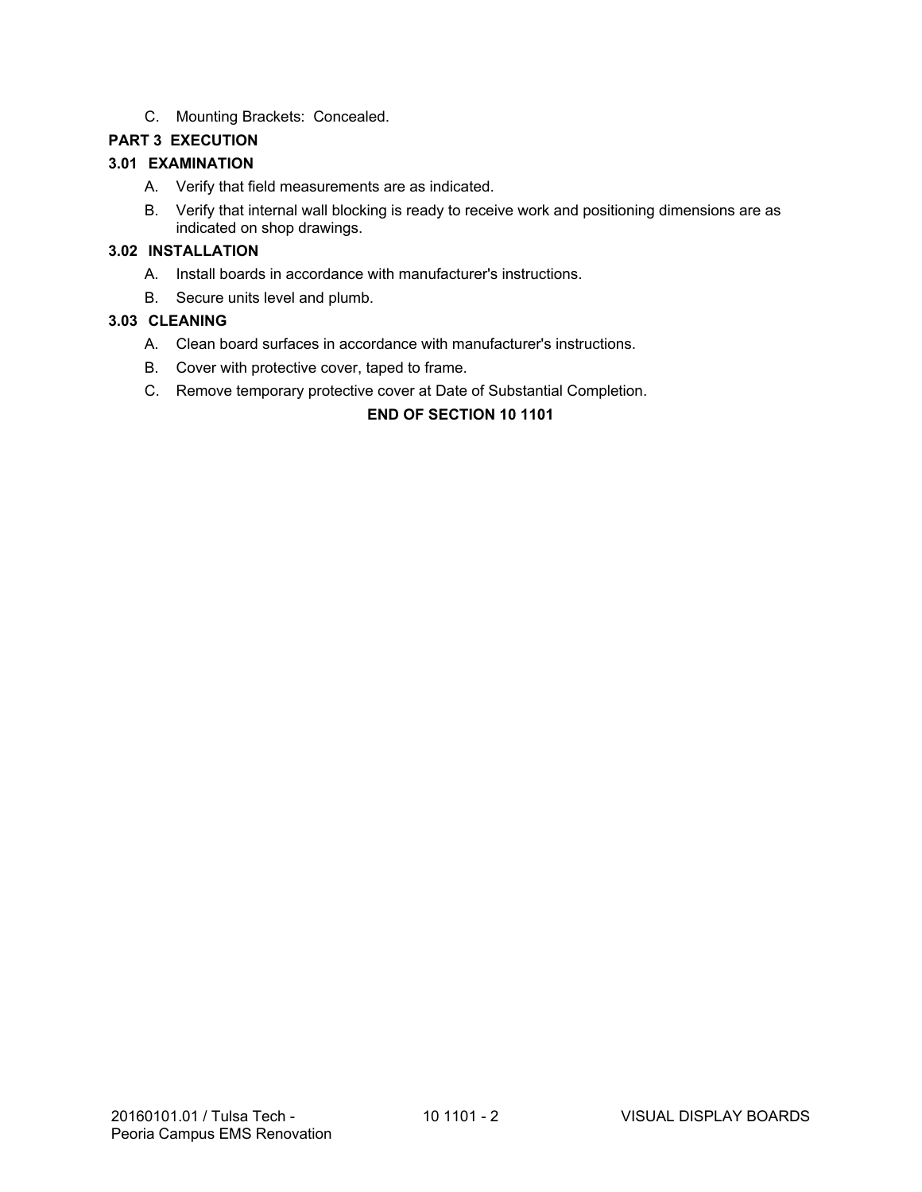C. Mounting Brackets: Concealed.

## PART 3 EXECUTION

### 3.01 EXAMINATION

A. Verify that field measurements are as indicated.

B. Verify that internal wall blocking is ready to receive work and positioning dimensions are as indicated on shop drawings.

### 3.02 INSTALLATION

A. Install boards in accordance with manufacturer's instructions.

B. Secure units level and plumb.

### 3.03 CLEANING

A. Clean board surfaces in accordance with manufacturer's instructions.

B. Cover with protective cover, taped to frame.

C. Remove temporary protective cover at Date of Substantial Completion.

**END OF SECTION 10 1101**